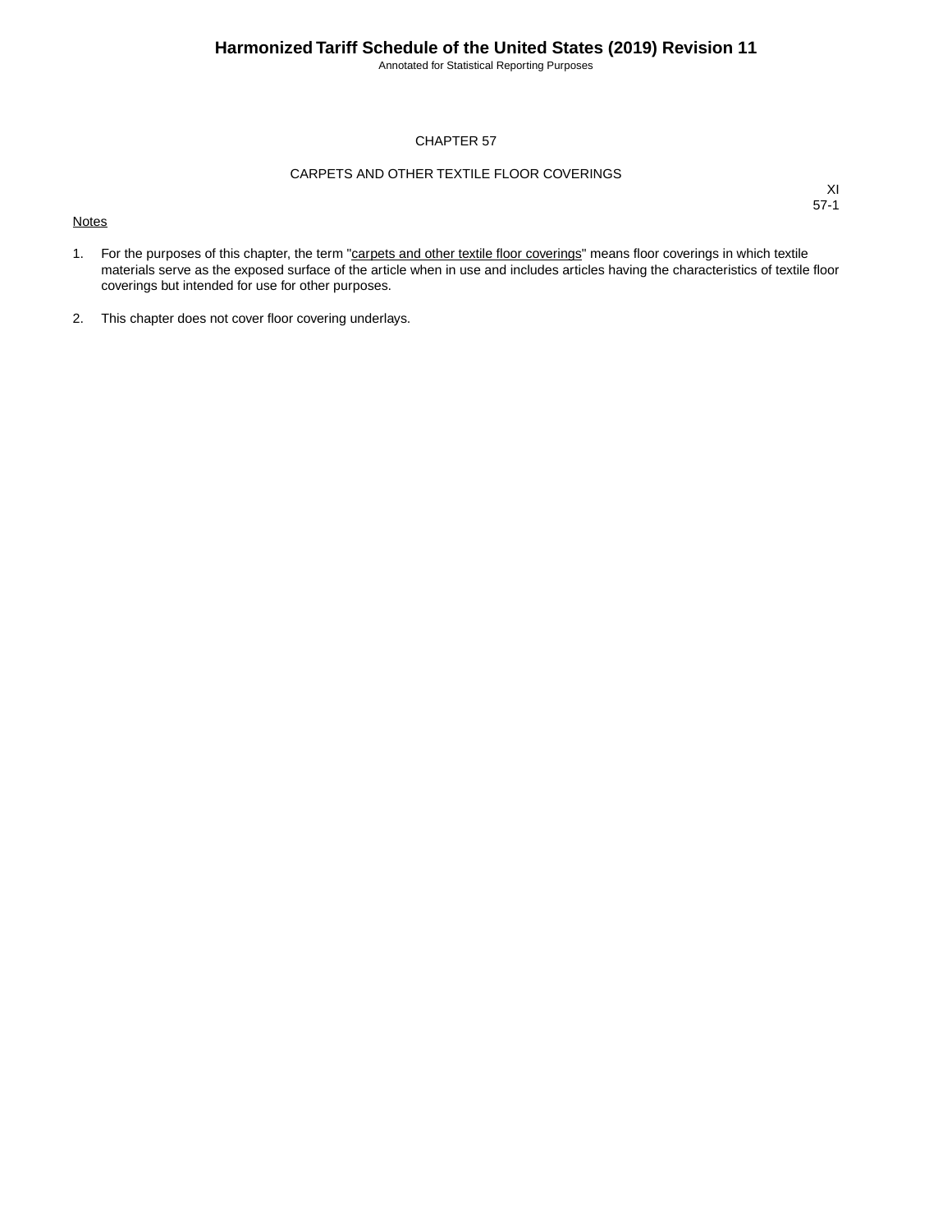# CHAPTER 57

## CARPETS AND OTHER TEXTILE FLOOR COVERINGS

XI
57-1

Notes

1. For the purposes of this chapter, the term "carpets and other textile floor coverings" means floor coverings in which textile materials serve as the exposed surface of the article when in use and includes articles having the characteristics of textile floor coverings but intended for use for other purposes.

2. This chapter does not cover floor covering underlays.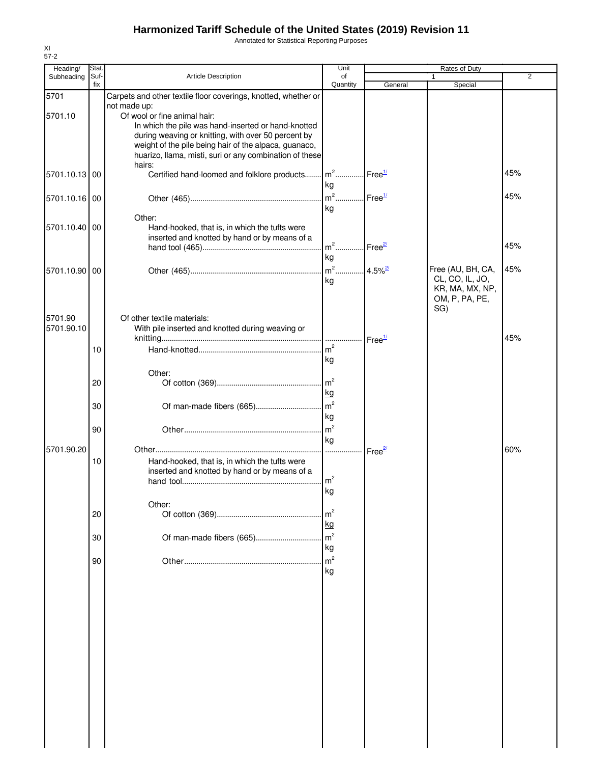# Harmonized Tariff Schedule of the United States (2019) Revision 11

Annotated for Statistical Reporting Purposes

XI
57-2

| Heading/ Subheading | Stat. Suf-fix | Article Description | Unit of Quantity | Rates of Duty 1 General | Rates of Duty 1 Special | Rates of Duty 2 |
|---|---|---|---|---|---|---|
| 5701 | | Carpets and other textile floor coverings, knotted, whether or not made up: | | | | |
| 5701.10 | | Of wool or fine animal hair: | | | | |
| | | In which the pile was hand-inserted or hand-knotted during weaving or knitting, with over 50 percent by weight of the pile being hair of the alpaca, guanaco, huarizo, llama, misti, suri or any combination of these hairs: | | | | |
| 5701.10.13 | 00 | Certified hand-loomed and folklore products | $m^2$ kg | Free[1/] | | 45% |
| 5701.10.16 | 00 | Other (465) | $m^2$ kg | Free[1/] | | 45% |
| | | Other: | | | | |
| 5701.10.40 | 00 | Hand-hooked, that is, in which the tufts were inserted and knotted by hand or by means of a hand tool (465) | $m^2$ kg | Free[2/] | | 45% |
| 5701.10.90 | 00 | Other (465) | $m^2$ kg | 4.5%[2/] | Free (AU, BH, CA, CL, CO, IL, JO, KR, MA, MX, NP, OM, P, PA, PE, SG) | 45% |
| 5701.90 | | Of other textile materials: | | | | |
| 5701.90.10 | | With pile inserted and knotted during weaving or knitting | | Free[1/] | | 45% |
| | 10 | Hand-knotted | $m^2$ kg | | | |
| | | Other: | | | | |
| | 20 | Of cotton (369) | $m^2$ kg | | | |
| | 30 | Of man-made fibers (665) | $m^2$ kg | | | |
| | 90 | Other | $m^2$ kg | | | |
| 5701.90.20 | | Other | | Free[2/] | | 60% |
| | 10 | Hand-hooked, that is, in which the tufts were inserted and knotted by hand or by means of a hand tool | $m^2$ kg | | | |
| | | Other: | | | | |
| | 20 | Of cotton (369) | $m^2$ kg | | | |
| | 30 | Of man-made fibers (665) | $m^2$ kg | | | |
| | 90 | Other | $m^2$ kg | | | |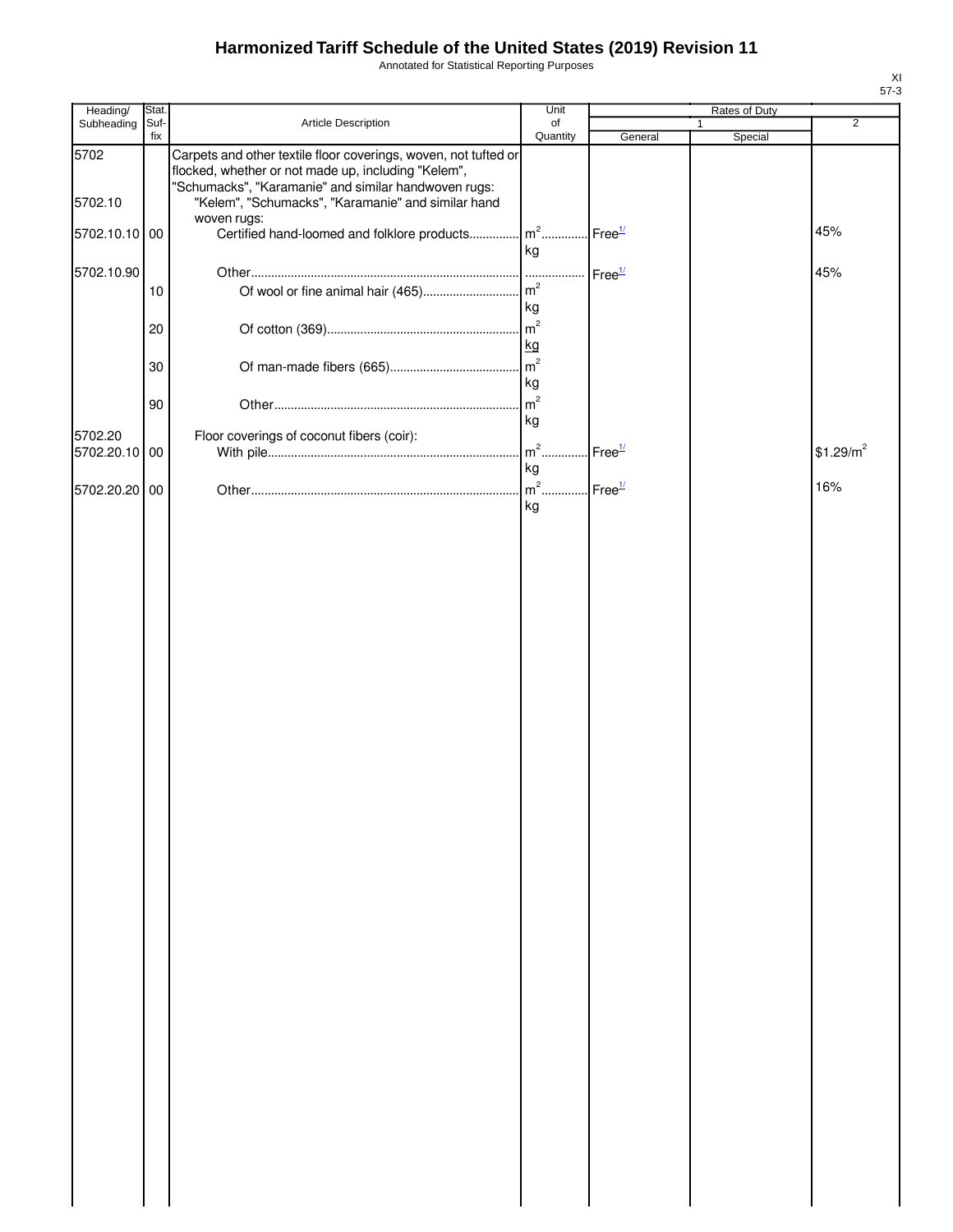# Harmonized Tariff Schedule of the United States (2019) Revision 11

Annotated for Statistical Reporting Purposes

XI
57-3

| Heading/ Subheading | Stat. Suf- fix | Article Description | Unit of Quantity | Rates of Duty 1 General | Rates of Duty 1 Special | Rates of Duty 2 |
|---|---|---|---|---|---|---|
| 5702 | | Carpets and other textile floor coverings, woven, not tufted or flocked, whether or not made up, including "Kelem", "Schumacks", "Karamanie" and similar handwoven rugs: | | | | |
| 5702.10 | | "Kelem", "Schumacks", "Karamanie" and similar hand woven rugs: | | | | |
| 5702.10.10 | 00 | Certified hand-loomed and folklore products | $m^2$ kg | Free[1/] | | 45% |
| 5702.10.90 | | Other | | Free[1/] | | 45% |
| | 10 | Of wool or fine animal hair (465) | $m^2$ kg | | | |
| | 20 | Of cotton (369) | $m^2$ kg | | | |
| | 30 | Of man-made fibers (665) | $m^2$ kg | | | |
| | 90 | Other | $m^2$ kg | | | |
| 5702.20 | | Floor coverings of coconut fibers (coir): | | | | |
| 5702.20.10 | 00 | With pile | $m^2$ kg | Free[1/] | | $1.29/$m^2$ |
| 5702.20.20 | 00 | Other | $m^2$ kg | Free[1/] | | 16% |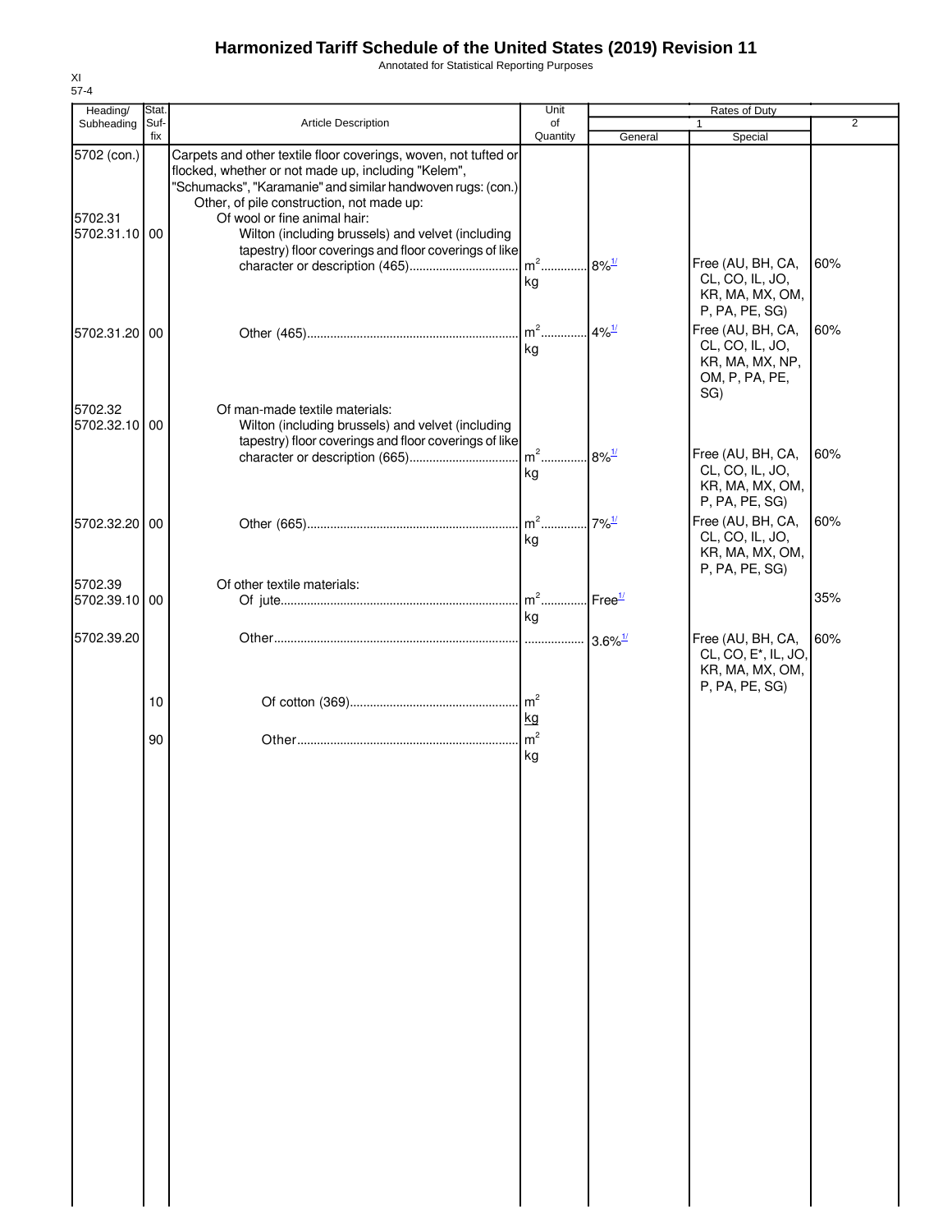# Harmonized Tariff Schedule of the United States (2019) Revision 11

Annotated for Statistical Reporting Purposes

XI
57-4

| Heading/ Subheading | Stat. Suf-fix | Article Description | Unit of Quantity | Rates of Duty 1 General | Rates of Duty 1 Special | Rates of Duty 2 |
|---|---|---|---|---|---|---|
| 5702 (con.) | | Carpets and other textile floor coverings, woven, not tufted or flocked, whether or not made up, including "Kelem", "Schumacks", "Karamanie" and similar handwoven rugs: (con.) | | | | |
| | | Other, of pile construction, not made up: | | | | |
| 5702.31 | | Of wool or fine animal hair: | | | | |
| 5702.31.10 | 00 | Wilton (including brussels) and velvet (including tapestry) floor coverings and floor coverings of like character or description (465) | $m^2$ kg | 8%[1/] | Free (AU, BH, CA, CL, CO, IL, JO, KR, MA, MX, OM, P, PA, PE, SG) | 60% |
| 5702.31.20 | 00 | Other (465) | $m^2$ kg | 4%[1/] | Free (AU, BH, CA, CL, CO, IL, JO, KR, MA, MX, NP, OM, P, PA, PE, SG) | 60% |
| 5702.32 | | Of man-made textile materials: | | | | |
| 5702.32.10 | 00 | Wilton (including brussels) and velvet (including tapestry) floor coverings and floor coverings of like character or description (665) | $m^2$ kg | 8%[1/] | Free (AU, BH, CA, CL, CO, IL, JO, KR, MA, MX, OM, P, PA, PE, SG) | 60% |
| 5702.32.20 | 00 | Other (665) | $m^2$ kg | 7%[1/] | Free (AU, BH, CA, CL, CO, IL, JO, KR, MA, MX, OM, P, PA, PE, SG) | 60% |
| 5702.39 | | Of other textile materials: | | | | |
| 5702.39.10 | 00 | Of jute | $m^2$ kg | Free[1/] | | 35% |
| 5702.39.20 | | Other | | 3.6%[1/] | Free (AU, BH, CA, CL, CO, E*, IL, JO, KR, MA, MX, OM, P, PA, PE, SG) | 60% |
| | 10 | Of cotton (369) | $m^2$ kg | | | |
| | 90 | Other | $m^2$ kg | | | |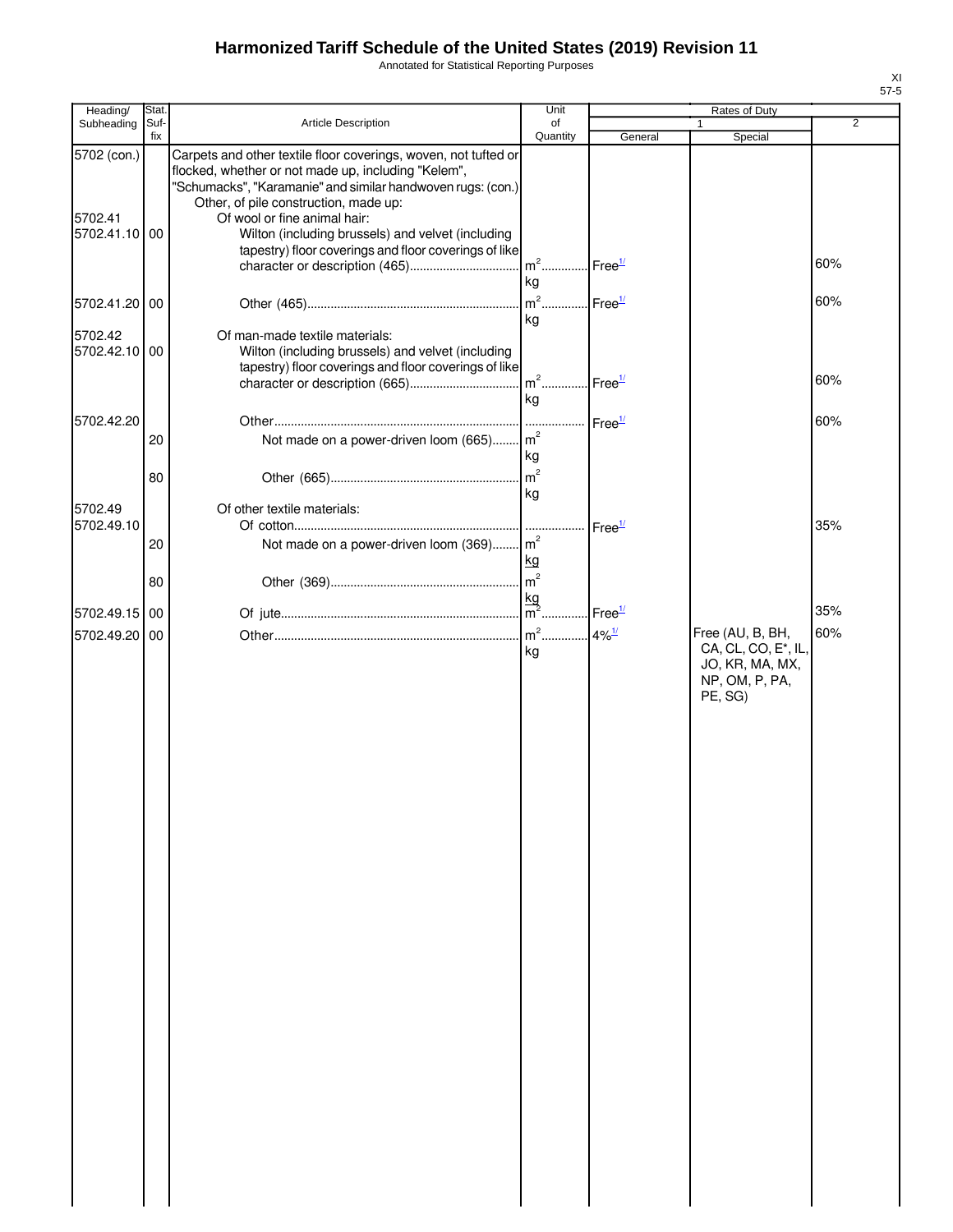# Harmonized Tariff Schedule of the United States (2019) Revision 11

Annotated for Statistical Reporting Purposes

XI
57-5

| Heading/ Subheading | Stat. Suf-fix | Article Description | Unit of Quantity | Rates of Duty 1 General | Rates of Duty 1 Special | Rates of Duty 2 |
|---|---|---|---|---|---|---|
| 5702 (con.) | | Carpets and other textile floor coverings, woven, not tufted or flocked, whether or not made up, including "Kelem", "Schumacks", "Karamanie" and similar handwoven rugs: (con.) | | | | |
| | | Other, of pile construction, made up: | | | | |
| 5702.41 | | Of wool or fine animal hair: | | | | |
| 5702.41.10 | 00 | Wilton (including brussels) and velvet (including tapestry) floor coverings and floor coverings of like character or description (465) | $m^2$ kg | Free[1/] | | 60% |
| 5702.41.20 | 00 | Other (465) | $m^2$ kg | Free[1/] | | 60% |
| 5702.42 | | Of man-made textile materials: | | | | |
| 5702.42.10 | 00 | Wilton (including brussels) and velvet (including tapestry) floor coverings and floor coverings of like character or description (665) | $m^2$ kg | Free[1/] | | 60% |
| 5702.42.20 | | Other | | Free[1/] | | 60% |
| | 20 | Not made on a power-driven loom (665) | $m^2$ kg | | | |
| | 80 | Other (665) | $m^2$ kg | | | |
| 5702.49 | | Of other textile materials: | | | | |
| 5702.49.10 | | Of cotton | | Free[1/] | | 35% |
| | 20 | Not made on a power-driven loom (369) | $m^2$ kg | | | |
| | 80 | Other (369) | $m^2$ kg | | | |
| 5702.49.15 | 00 | Of jute | $m^2$ | Free[1/] | | 35% |
| 5702.49.20 | 00 | Other | $m^2$ kg | 4%[1/] | Free (AU, B, BH, CA, CL, CO, E*, IL, JO, KR, MA, MX, NP, OM, P, PA, PE, SG) | 60% |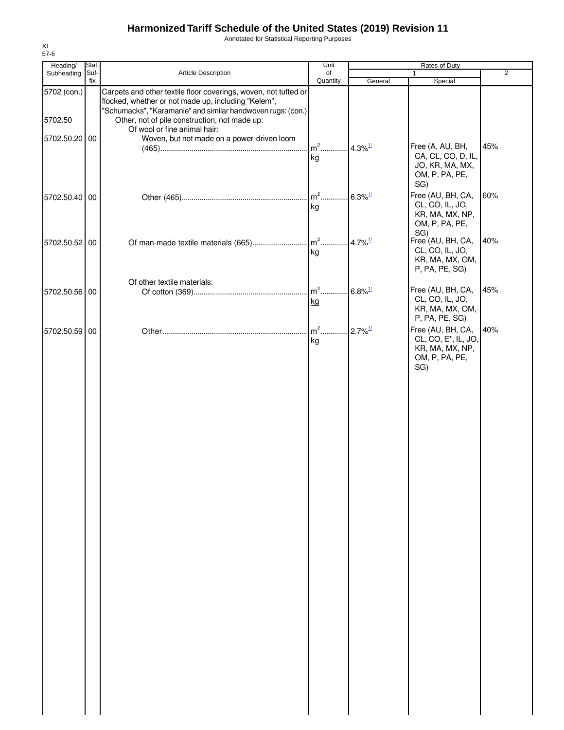# Harmonized Tariff Schedule of the United States (2019) Revision 11

Annotated for Statistical Reporting Purposes

XI
57-6

| Heading/ Subheading | Stat. Suf- fix | Article Description | Unit of Quantity | Rates of Duty 1 General | Special | 2 |
|---|---|---|---|---|---|---|
| 5702 (con.) | | Carpets and other textile floor coverings, woven, not tufted or flocked, whether or not made up, including "Kelem", "Schumacks", "Karamanie" and similar handwoven rugs: (con.) | | | | |
| 5702.50 | | Other, not of pile construction, not made up: | | | | |
| | | Of wool or fine animal hair: | | | | |
| 5702.50.20 | 00 | Woven, but not made on a power-driven loom (465) | $m^2$ kg | 4.3%[1/] | Free (A, AU, BH, CA, CL, CO, D, IL, JO, KR, MA, MX, OM, P, PA, PE, SG) | 45% |
| 5702.50.40 | 00 | Other (465) | $m^2$ kg | 6.3%[1/] | Free (AU, BH, CA, CL, CO, IL, JO, KR, MA, MX, NP, OM, P, PA, PE, SG) | 60% |
| 5702.50.52 | 00 | Of man-made textile materials (665) | $m^2$ kg | 4.7%[1/] | Free (AU, BH, CA, CL, CO, IL, JO, KR, MA, MX, OM, P, PA, PE, SG) | 40% |
| | | Of other textile materials: | | | | |
| 5702.50.56 | 00 | Of cotton (369) | $m^2$ kg | 6.8%[1/] | Free (AU, BH, CA, CL, CO, IL, JO, KR, MA, MX, OM, P, PA, PE, SG) | 45% |
| 5702.50.59 | 00 | Other | $m^2$ kg | 2.7%[1/] | Free (AU, BH, CA, CL, CO, E*, IL, JO, KR, MA, MX, NP, OM, P, PA, PE, SG) | 40% |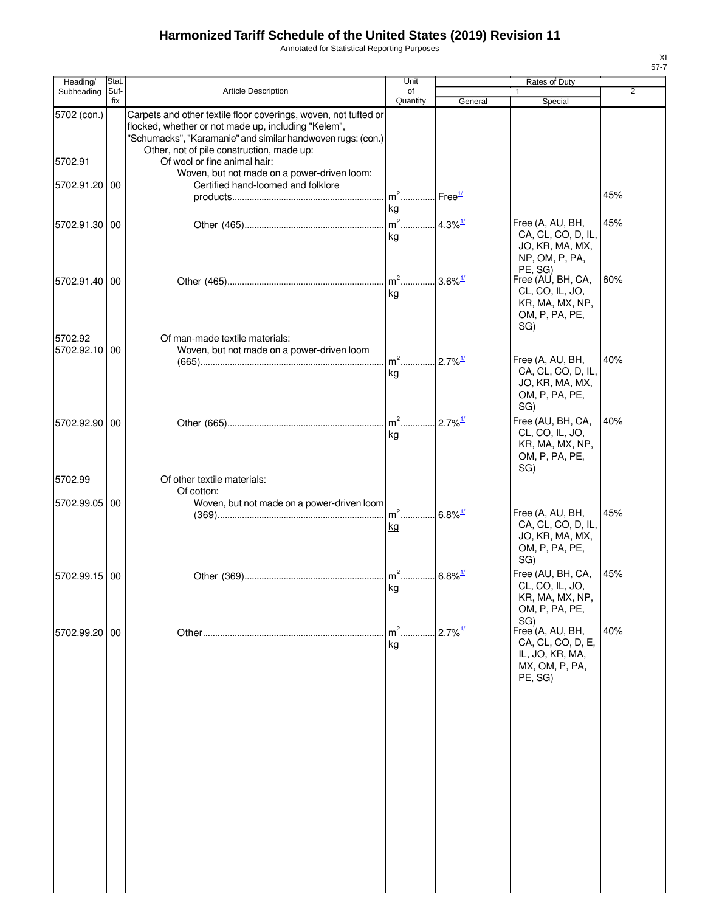# Harmonized Tariff Schedule of the United States (2019) Revision 11

Annotated for Statistical Reporting Purposes

XI
57-7

| Heading/ Subheading | Stat. Suf- fix | Article Description | Unit of Quantity | Rates of Duty 1 General | Special | 2 |
|---|---|---|---|---|---|---|
| 5702 (con.) | | Carpets and other textile floor coverings, woven, not tufted or flocked, whether or not made up, including "Kelem", "Schumacks", "Karamanie" and similar handwoven rugs: (con.) | | | | |
| | | Other, not of pile construction, made up: | | | | |
| 5702.91 | | Of wool or fine animal hair: | | | | |
| | | Woven, but not made on a power-driven loom: | | | | |
| 5702.91.20 | 00 | Certified hand-loomed and folklore products | $m^2$ kg | Free[1/] | | 45% |
| 5702.91.30 | 00 | Other (465) | $m^2$ kg | 4.3%[1/] | Free (A, AU, BH, CA, CL, CO, D, IL, JO, KR, MA, MX, NP, OM, P, PA, PE, SG) | 45% |
| 5702.91.40 | 00 | Other (465) | $m^2$ kg | 3.6%[1/] | Free (AU, BH, CA, CL, CO, IL, JO, KR, MA, MX, NP, OM, P, PA, PE, SG) | 60% |
| 5702.92 | | Of man-made textile materials: | | | | |
| 5702.92.10 | 00 | Woven, but not made on a power-driven loom (665) | $m^2$ kg | 2.7%[1/] | Free (A, AU, BH, CA, CL, CO, D, IL, JO, KR, MA, MX, OM, P, PA, PE, SG) | 40% |
| 5702.92.90 | 00 | Other (665) | $m^2$ kg | 2.7%[1/] | Free (AU, BH, CA, CL, CO, IL, JO, KR, MA, MX, NP, OM, P, PA, PE, SG) | 40% |
| 5702.99 | | Of other textile materials: | | | | |
| | | Of cotton: | | | | |
| 5702.99.05 | 00 | Woven, but not made on a power-driven loom (369) | $m^2$ kg | 6.8%[1/] | Free (A, AU, BH, CA, CL, CO, D, IL, JO, KR, MA, MX, OM, P, PA, PE, SG) | 45% |
| 5702.99.15 | 00 | Other (369) | $m^2$ kg | 6.8%[1/] | Free (AU, BH, CA, CL, CO, IL, JO, KR, MA, MX, NP, OM, P, PA, PE, SG) | 45% |
| 5702.99.20 | 00 | Other | $m^2$ kg | 2.7%[1/] | Free (A, AU, BH, CA, CL, CO, D, E, IL, JO, KR, MA, MX, OM, P, PA, PE, SG) | 40% |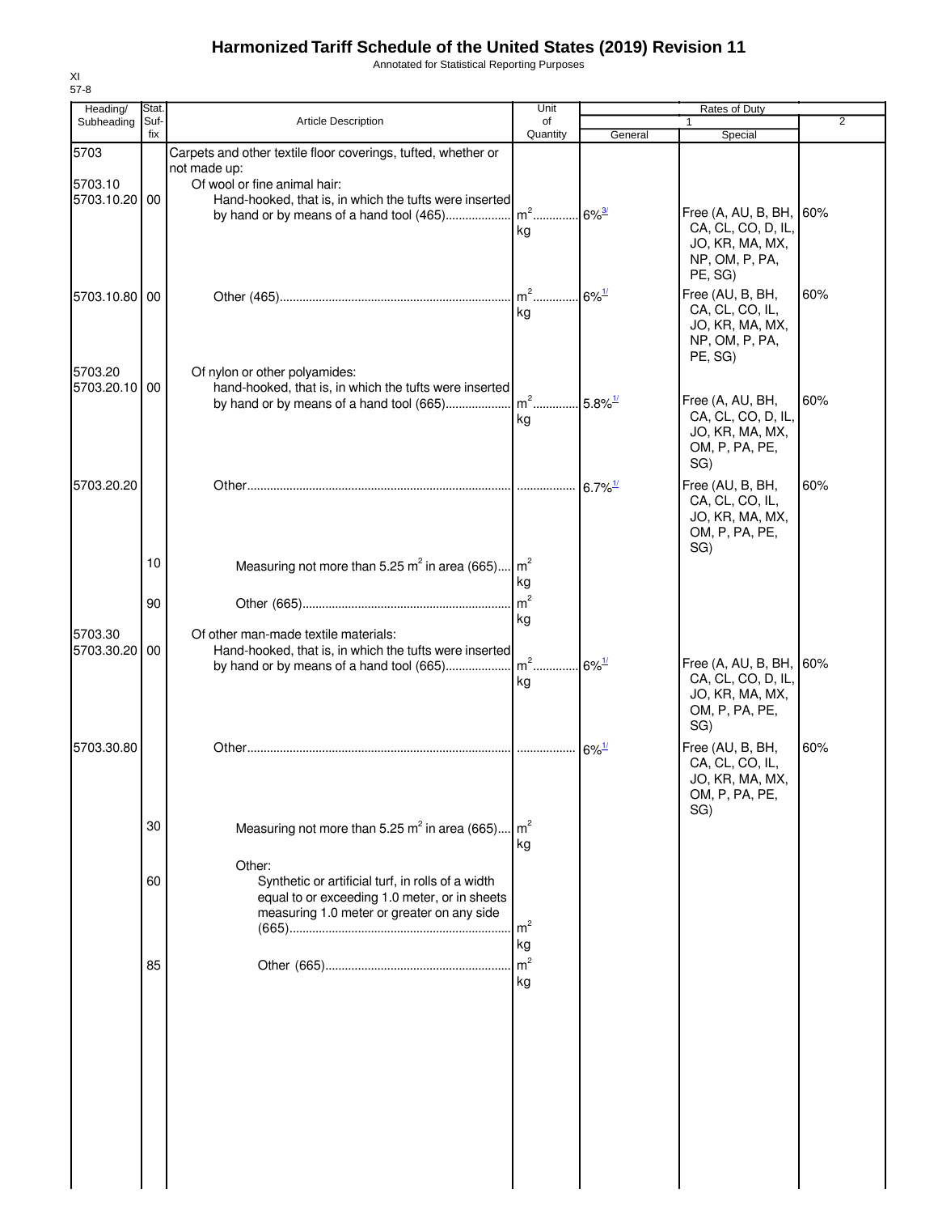# Harmonized Tariff Schedule of the United States (2019) Revision 11

Annotated for Statistical Reporting Purposes

XI
57-8

| Heading/ Subheading | Stat. Suf- fix | Article Description | Unit of Quantity | Rates of Duty 1 General | Special | 2 |
|---|---|---|---|---|---|---|
| 5703 | | Carpets and other textile floor coverings, tufted, whether or not made up: | | | | |
| 5703.10 | | Of wool or fine animal hair: | | | | |
| 5703.10.20 | 00 | Hand-hooked, that is, in which the tufts were inserted by hand or by means of a hand tool (465) | $m^2$ kg | 6%[3/] | Free (A, AU, B, BH, CA, CL, CO, D, IL, JO, KR, MA, MX, NP, OM, P, PA, PE, SG) | 60% |
| 5703.10.80 | 00 | Other (465) | $m^2$ kg | 6%[1/] | Free (AU, B, BH, CA, CL, CO, IL, JO, KR, MA, MX, NP, OM, P, PA, PE, SG) | 60% |
| 5703.20 | | Of nylon or other polyamides: | | | | |
| 5703.20.10 | 00 | hand-hooked, that is, in which the tufts were inserted by hand or by means of a hand tool (665) | $m^2$ kg | 5.8%[1/] | Free (A, AU, BH, CA, CL, CO, D, IL, JO, KR, MA, MX, OM, P, PA, PE, SG) | 60% |
| 5703.20.20 | | Other | | 6.7%[1/] | Free (AU, B, BH, CA, CL, CO, IL, JO, KR, MA, MX, OM, P, PA, PE, SG) | 60% |
| | 10 | Measuring not more than 5.25 $m^2$ in area (665) | $m^2$ kg | | | |
| | 90 | Other (665) | $m^2$ kg | | | |
| 5703.30 | | Of other man-made textile materials: | | | | |
| 5703.30.20 | 00 | Hand-hooked, that is, in which the tufts were inserted by hand or by means of a hand tool (665) | $m^2$ kg | 6%[1/] | Free (A, AU, B, BH, CA, CL, CO, D, IL, JO, KR, MA, MX, OM, P, PA, PE, SG) | 60% |
| 5703.30.80 | | Other | | 6%[1/] | Free (AU, B, BH, CA, CL, CO, IL, JO, KR, MA, MX, OM, P, PA, PE, SG) | 60% |
| | 30 | Measuring not more than 5.25 $m^2$ in area (665) | $m^2$ kg | | | |
| | | Other: | | | | |
| | 60 | Synthetic or artificial turf, in rolls of a width equal to or exceeding 1.0 meter, or in sheets measuring 1.0 meter or greater on any side (665) | $m^2$ kg | | | |
| | 85 | Other (665) | $m^2$ kg | | | |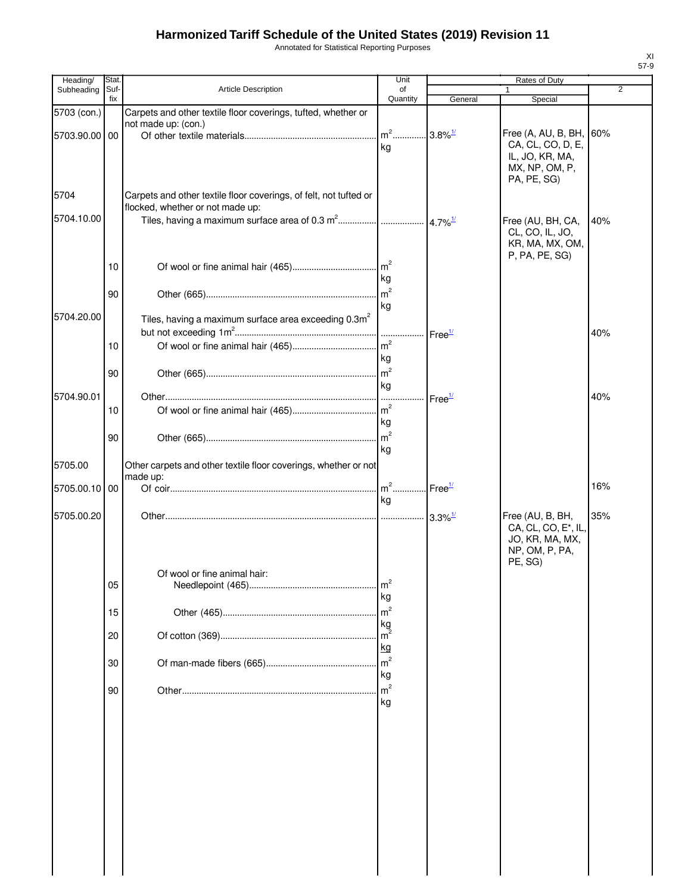# Harmonized Tariff Schedule of the United States (2019) Revision 11

Annotated for Statistical Reporting Purposes

XI
57-9

| Heading/ Subheading | Stat. Suf- fix | Article Description | Unit of Quantity | Rates of Duty 1 General | Rates of Duty 1 Special | Rates of Duty 2 |
|---|---|---|---|---|---|---|
| 5703 (con.) | | Carpets and other textile floor coverings, tufted, whether or not made up: (con.) | | | | |
| 5703.90.00 | 00 | Of other textile materials | $m^2$ kg | 3.8%[1/] | Free (A, AU, B, BH, CA, CL, CO, D, E, IL, JO, KR, MA, MX, NP, OM, P, PA, PE, SG) | 60% |
| 5704 | | Carpets and other textile floor coverings, of felt, not tufted or flocked, whether or not made up: | | | | |
| 5704.10.00 | | Tiles, having a maximum surface area of 0.3 $m^2$ | | 4.7%[1/] | Free (AU, BH, CA, CL, CO, IL, JO, KR, MA, MX, OM, P, PA, PE, SG) | 40% |
| | 10 | Of wool or fine animal hair (465) | $m^2$ kg | | | |
| | 90 | Other (665) | $m^2$ kg | | | |
| 5704.20.00 | | Tiles, having a maximum surface area exceeding 0.3$m^2$ but not exceeding 1$m^2$ | | Free[1/] | | 40% |
| | 10 | Of wool or fine animal hair (465) | $m^2$ kg | | | |
| | 90 | Other (665) | $m^2$ kg | | | |
| 5704.90.01 | | Other | | Free[1/] | | 40% |
| | 10 | Of wool or fine animal hair (465) | $m^2$ kg | | | |
| | 90 | Other (665) | $m^2$ kg | | | |
| 5705.00 | | Other carpets and other textile floor coverings, whether or not made up: | | | | |
| 5705.00.10 | 00 | Of coir | $m^2$ kg | Free[1/] | | 16% |
| 5705.00.20 | | Other | | 3.3%[1/] | Free (AU, B, BH, CA, CL, CO, E*, IL, JO, KR, MA, MX, NP, OM, P, PA, PE, SG) | 35% |
| | | Of wool or fine animal hair: | | | | |
| | 05 | Needlepoint (465) | $m^2$ kg | | | |
| | 15 | Other (465) | $m^2$ kg | | | |
| | 20 | Of cotton (369) | $m^2$ kg | | | |
| | 30 | Of man-made fibers (665) | $m^2$ kg | | | |
| | 90 | Other | $m^2$ kg | | | |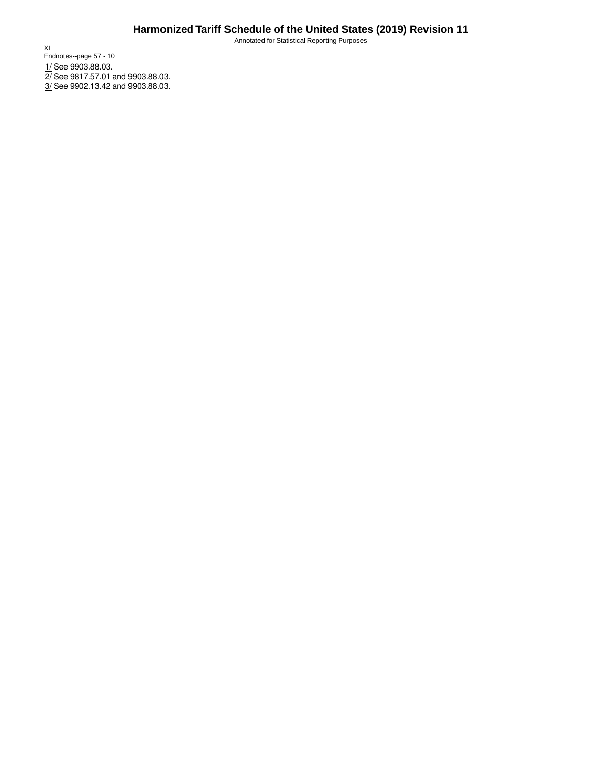1/ See 9903.88.03.

2/ See 9817.57.01 and 9903.88.03.

3/ See 9902.13.42 and 9903.88.03.